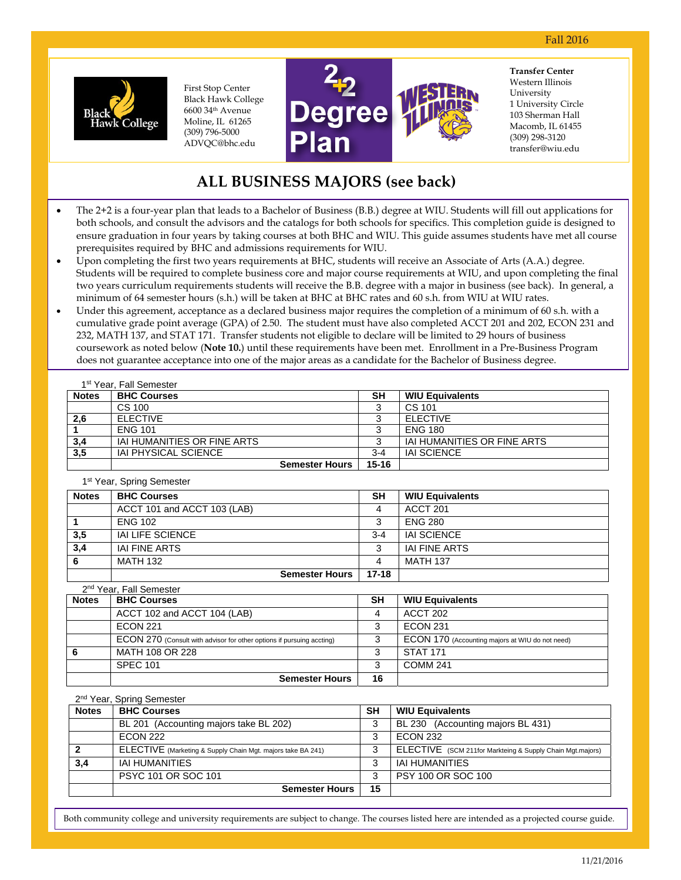Fall 2016

Black Hawk College

First Stop Center
Black Hawk College
6600 34th Avenue
Moline, IL 61265
(309) 796-5000
ADVQC@bhc.edu

2+2 Degree Plan

Western Illinois

**Transfer Center**
Western Illinois University
1 University Circle
103 Sherman Hall
Macomb, IL 61455
(309) 298-3120
transfer@wiu.edu

# ALL BUSINESS MAJORS (see back)

- The 2+2 is a four-year plan that leads to a Bachelor of Business (B.B.) degree at WIU. Students will fill out applications for both schools, and consult the advisors and the catalogs for both schools for specifics. This completion guide is designed to ensure graduation in four years by taking courses at both BHC and WIU. This guide assumes students have met all course prerequisites required by BHC and admissions requirements for WIU.
- Upon completing the first two years requirements at BHC, students will receive an Associate of Arts (A.A.) degree. Students will be required to complete business core and major course requirements at WIU, and upon completing the final two years curriculum requirements students will receive the B.B. degree with a major in business (see back). In general, a minimum of 64 semester hours (s.h.) will be taken at BHC at BHC rates and 60 s.h. from WIU at WIU rates.
- Under this agreement, acceptance as a declared business major requires the completion of a minimum of 60 s.h. with a cumulative grade point average (GPA) of 2.50. The student must have also completed ACCT 201 and 202, ECON 231 and 232, MATH 137, and STAT 171. Transfer students not eligible to declare will be limited to 29 hours of business coursework as noted below (**Note 10.**) until these requirements have been met. Enrollment in a Pre-Business Program does not guarantee acceptance into one of the major areas as a candidate for the Bachelor of Business degree.

1st Year, Fall Semester

| Notes | BHC Courses | SH | WIU Equivalents |
|---|---|---|---|
| | CS 100 | 3 | CS 101 |
| 2,6 | ELECTIVE | 3 | ELECTIVE |
| 1 | ENG 101 | 3 | ENG 180 |
| 3,4 | IAI HUMANITIES OR FINE ARTS | 3 | IAI HUMANITIES OR FINE ARTS |
| 3,5 | IAI PHYSICAL SCIENCE | 3-4 | IAI SCIENCE |
| | **Semester Hours** | **15-16** | |

1st Year, Spring Semester

| Notes | BHC Courses | SH | WIU Equivalents |
|---|---|---|---|
| | ACCT 101 and ACCT 103 (LAB) | 4 | ACCT 201 |
| 1 | ENG 102 | 3 | ENG 280 |
| 3,5 | IAI LIFE SCIENCE | 3-4 | IAI SCIENCE |
| 3,4 | IAI FINE ARTS | 3 | IAI FINE ARTS |
| 6 | MATH 132 | 4 | MATH 137 |
| | **Semester Hours** | **17-18** | |

2nd Year, Fall Semester

| Notes | BHC Courses | SH | WIU Equivalents |
|---|---|---|---|
| | ACCT 102 and ACCT 104 (LAB) | 4 | ACCT 202 |
| | ECON 221 | 3 | ECON 231 |
| | ECON 270 (Consult with advisor for other options if pursuing accting) | 3 | ECON 170 (Accounting majors at WIU do not need) |
| 6 | MATH 108 OR 228 | 3 | STAT 171 |
| | SPEC 101 | 3 | COMM 241 |
| | **Semester Hours** | **16** | |

2nd Year, Spring Semester

| Notes | BHC Courses | SH | WIU Equivalents |
|---|---|---|---|
| | BL 201 (Accounting majors take BL 202) | 3 | BL 230 (Accounting majors BL 431) |
| | ECON 222 | 3 | ECON 232 |
| 2 | ELECTIVE (Marketing & Supply Chain Mgt. majors take BA 241) | 3 | ELECTIVE (SCM 211for Markteing & Supply Chain Mgt.majors) |
| 3,4 | IAI HUMANITIES | 3 | IAI HUMANITIES |
| | PSYC 101 OR SOC 101 | 3 | PSY 100 OR SOC 100 |
| | **Semester Hours** | **15** | |

Both community college and university requirements are subject to change. The courses listed here are intended as a projected course guide.

11/21/2016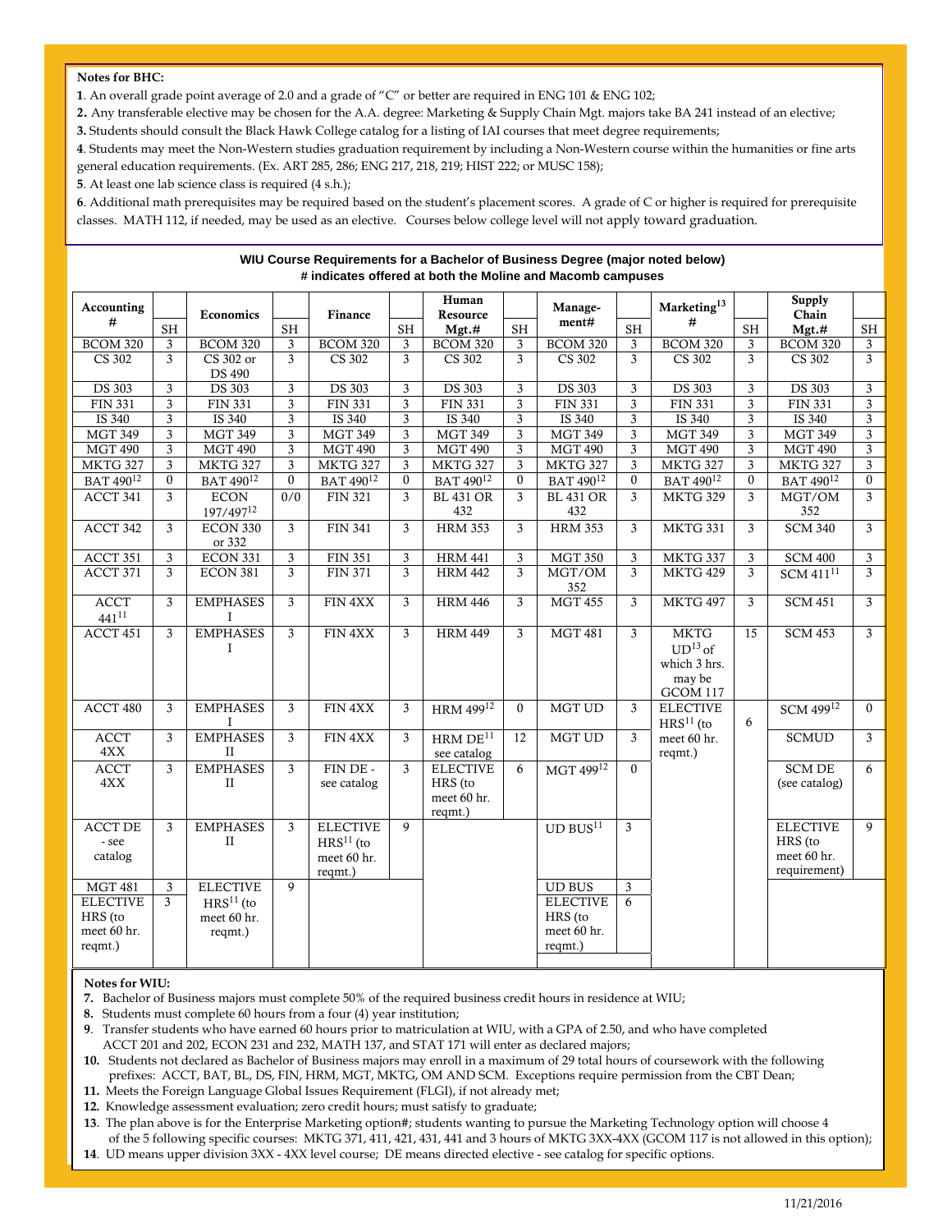**Notes for BHC:**

**1**. An overall grade point average of 2.0 and a grade of "C" or better are required in ENG 101 & ENG 102;

**2.** Any transferable elective may be chosen for the A.A. degree: Marketing & Supply Chain Mgt. majors take BA 241 instead of an elective;

**3.** Students should consult the Black Hawk College catalog for a listing of IAI courses that meet degree requirements;

**4**. Students may meet the Non-Western studies graduation requirement by including a Non-Western course within the humanities or fine arts general education requirements. (Ex. ART 285, 286; ENG 217, 218, 219; HIST 222; or MUSC 158);

**5**. At least one lab science class is required (4 s.h.);

**6**. Additional math prerequisites may be required based on the student's placement scores. A grade of C or higher is required for prerequisite classes. MATH 112, if needed, may be used as an elective. Courses below college level will not apply toward graduation.

**WIU Course Requirements for a Bachelor of Business Degree (major noted below)**
**# indicates offered at both the Moline and Macomb campuses**

| Accounting # | SH | Economics | SH | Finance | SH | Human Resource Mgt.# | SH | Manage-ment# | SH | Marketing[13] # | SH | Supply Chain Mgt.# | SH |
|---|---|---|---|---|---|---|---|---|---|---|---|---|---|
| BCOM 320 | 3 | BCOM 320 | 3 | BCOM 320 | 3 | BCOM 320 | 3 | BCOM 320 | 3 | BCOM 320 | 3 | BCOM 320 | 3 |
| CS 302 | 3 | CS 302 or DS 490 | 3 | CS 302 | 3 | CS 302 | 3 | CS 302 | 3 | CS 302 | 3 | CS 302 | 3 |
| DS 303 | 3 | DS 303 | 3 | DS 303 | 3 | DS 303 | 3 | DS 303 | 3 | DS 303 | 3 | DS 303 | 3 |
| FIN 331 | 3 | FIN 331 | 3 | FIN 331 | 3 | FIN 331 | 3 | FIN 331 | 3 | FIN 331 | 3 | FIN 331 | 3 |
| IS 340 | 3 | IS 340 | 3 | IS 340 | 3 | IS 340 | 3 | IS 340 | 3 | IS 340 | 3 | IS 340 | 3 |
| MGT 349 | 3 | MGT 349 | 3 | MGT 349 | 3 | MGT 349 | 3 | MGT 349 | 3 | MGT 349 | 3 | MGT 349 | 3 |
| MGT 490 | 3 | MGT 490 | 3 | MGT 490 | 3 | MGT 490 | 3 | MGT 490 | 3 | MGT 490 | 3 | MGT 490 | 3 |
| MKTG 327 | 3 | MKTG 327 | 3 | MKTG 327 | 3 | MKTG 327 | 3 | MKTG 327 | 3 | MKTG 327 | 3 | MKTG 327 | 3 |
| BAT 490[12] | 0 | BAT 490[12] | 0 | BAT 490[12] | 0 | BAT 490[12] | 0 | BAT 490[12] | 0 | BAT 490[12] | 0 | BAT 490[12] | 0 |
| ACCT 341 | 3 | ECON 197/497[12] | 0/0 | FIN 321 | 3 | BL 431 OR 432 | 3 | BL 431 OR 432 | 3 | MKTG 329 | 3 | MGT/OM 352 | 3 |
| ACCT 342 | 3 | ECON 330 or 332 | 3 | FIN 341 | 3 | HRM 353 | 3 | HRM 353 | 3 | MKTG 331 | 3 | SCM 340 | 3 |
| ACCT 351 | 3 | ECON 331 | 3 | FIN 351 | 3 | HRM 441 | 3 | MGT 350 | 3 | MKTG 337 | 3 | SCM 400 | 3 |
| ACCT 371 | 3 | ECON 381 | 3 | FIN 371 | 3 | HRM 442 | 3 | MGT/OM 352 | 3 | MKTG 429 | 3 | SCM 411[11] | 3 |
| ACCT 441[11] | 3 | EMPHASES I | 3 | FIN 4XX | 3 | HRM 446 | 3 | MGT 455 | 3 | MKTG 497 | 3 | SCM 451 | 3 |
| ACCT 451 | 3 | EMPHASES I | 3 | FIN 4XX | 3 | HRM 449 | 3 | MGT 481 | 3 | MKTG UD[13] of which 3 hrs. may be GCOM 117 | 15 | SCM 453 | 3 |
| ACCT 480 | 3 | EMPHASES I | 3 | FIN 4XX | 3 | HRM 499[12] | 0 | MGT UD | 3 | ELECTIVE HRS[11] (to meet 60 hr. reqmt.) | 6 | SCM 499[12] | 0 |
| ACCT 4XX | 3 | EMPHASES II | 3 | FIN 4XX | 3 | HRM DE[11] see catalog | 12 | MGT UD | 3 | | | SCMUD | 3 |
| ACCT 4XX | 3 | EMPHASES II | 3 | FIN DE - see catalog | 3 | ELECTIVE HRS (to meet 60 hr. reqmt.) | 6 | MGT 499[12] | 0 | | | SCM DE (see catalog) | 6 |
| ACCT DE - see catalog | 3 | EMPHASES II | 3 | ELECTIVE HRS[11] (to meet 60 hr. reqmt.) | 9 | | | UD BUS[11] | 3 | | | ELECTIVE HRS (to meet 60 hr. requirement) | 9 |
| MGT 481 | 3 | ELECTIVE HRS[11] (to meet 60 hr. reqmt.) | 9 | | | | | UD BUS | 3 | | | | |
| ELECTIVE HRS (to meet 60 hr. reqmt.) | 3 | | | | | | | ELECTIVE HRS (to meet 60 hr. reqmt.) | 6 | | | | |

**Notes for WIU:**

**7.** Bachelor of Business majors must complete 50% of the required business credit hours in residence at WIU;

**8.** Students must complete 60 hours from a four (4) year institution;

**9**. Transfer students who have earned 60 hours prior to matriculation at WIU, with a GPA of 2.50, and who have completed ACCT 201 and 202, ECON 231 and 232, MATH 137, and STAT 171 will enter as declared majors;

**10.** Students not declared as Bachelor of Business majors may enroll in a maximum of 29 total hours of coursework with the following prefixes: ACCT, BAT, BL, DS, FIN, HRM, MGT, MKTG, OM AND SCM. Exceptions require permission from the CBT Dean;

**11.** Meets the Foreign Language Global Issues Requirement (FLGI), if not already met;

**12.** Knowledge assessment evaluation; zero credit hours; must satisfy to graduate;

**13**. The plan above is for the Enterprise Marketing option#; students wanting to pursue the Marketing Technology option will choose 4 of the 5 following specific courses: MKTG 371, 411, 421, 431, 441 and 3 hours of MKTG 3XX-4XX (GCOM 117 is not allowed in this option);

**14**. UD means upper division 3XX - 4XX level course; DE means directed elective - see catalog for specific options.

11/21/2016